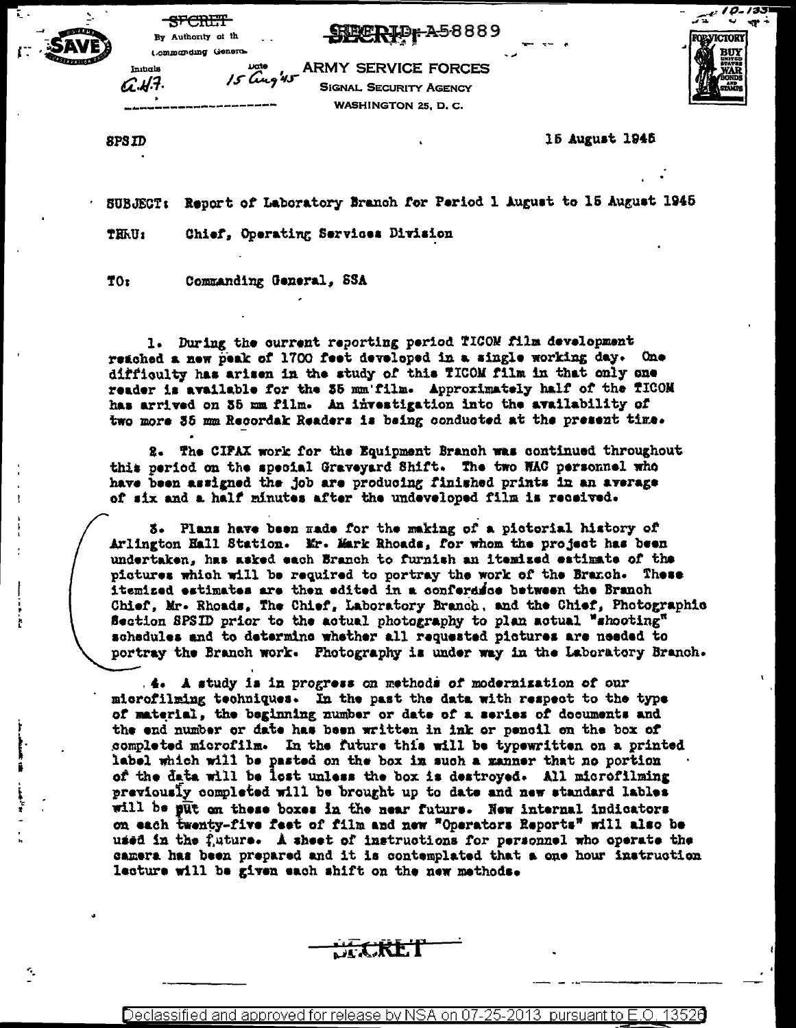SECRET
By Authority of the
Commanding General
Initials A.H.F. Date 15 Aug '45

SECRET A58889

ARMY SERVICE FORCES
SIGNAL SECURITY AGENCY
WASHINGTON 25, D. C.

SPSID 15 August 1945

SUBJECT: Report of Laboratory Branch for Period 1 August to 15 August 1945

THRU: Chief, Operating Services Division

TO: Commanding General, SSA

1. During the current reporting period TICOM film development reached a new peak of 1700 feet developed in a single working day. One difficulty has arisen in the study of this TICOM film in that only one reader is available for the 35 mm film. Approximately half of the TICOM has arrived on 35 mm film. An investigation into the availability of two more 35 mm Recordak Readers is being conducted at the present time.

2. The CIFAX work for the Equipment Branch was continued throughout this period on the special Graveyard Shift. The two WAC personnel who have been assigned the job are producing finished prints in an average of six and a half minutes after the undeveloped film is received.

3. Plans have been made for the making of a pictorial history of Arlington Hall Station. Mr. Mark Rhoads, for whom the project has been undertaken, has asked each Branch to furnish an itemized estimate of the pictures which will be required to portray the work of the Branch. These itemized estimates are then edited in a conference between the Branch Chief, Mr. Rhoads, The Chief, Laboratory Branch, and the Chief, Photographic Section SPSID prior to the actual photography to plan actual "shooting" schedules and to determine whether all requested pictures are needed to portray the Branch work. Photography is under way in the Laboratory Branch.

4. A study is in progress on methods of modernization of our microfilming techniques. In the past the data with respect to the type of material, the beginning number or date of a series of documents and the end number or date has been written in ink or pencil on the box of completed microfilm. In the future this will be typewritten on a printed label which will be pasted on the box in such a manner that no portion of the data will be lost unless the box is destroyed. All microfilming previously completed will be brought up to date and new standard lables will be put on these boxes in the near future. New internal indicators on each twenty-five feet of film and new "Operators Reports" will also be used in the future. A sheet of instructions for personnel who operate the camera has been prepared and it is contemplated that a one hour instruction lecture will be given each shift on the new methods.

SECRET

Declassified and approved for release by NSA on 07-25-2013 pursuant to E.O. 13526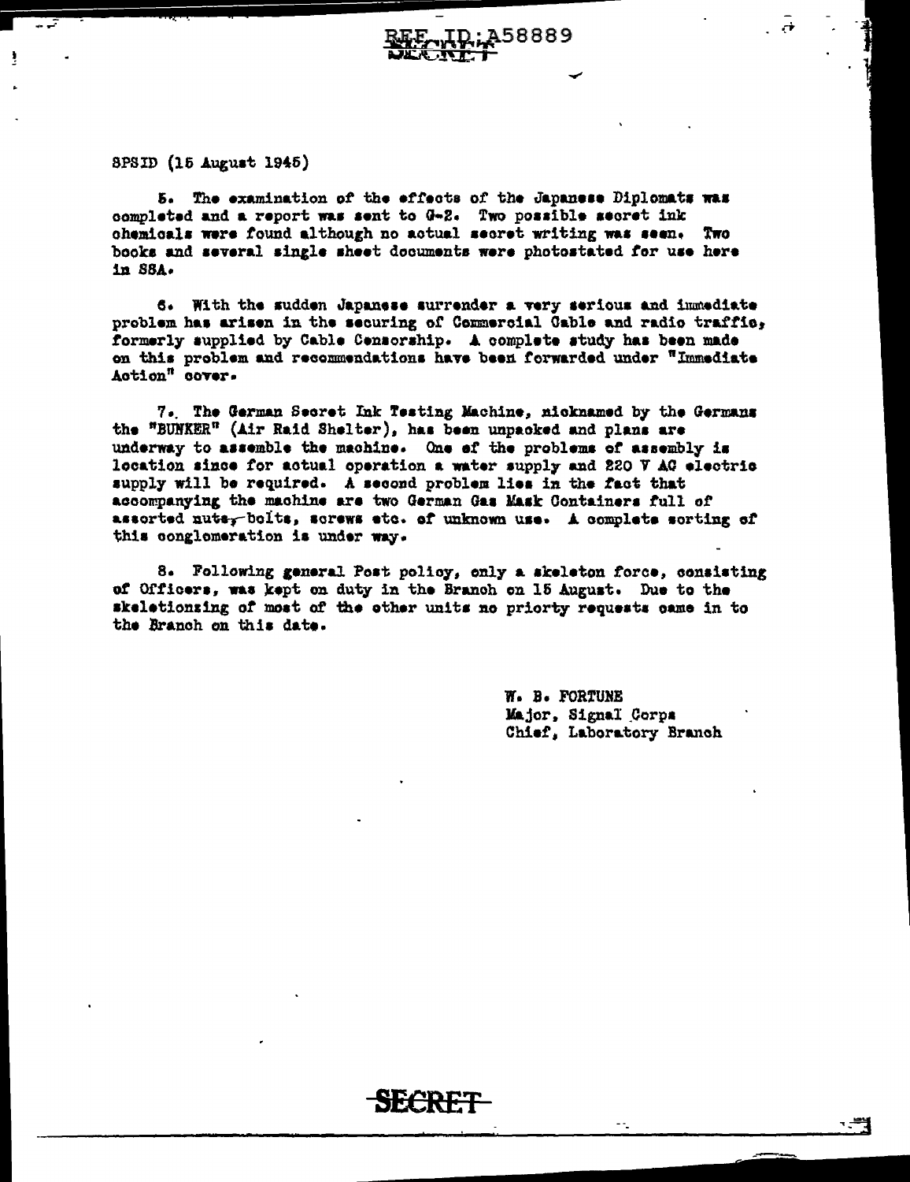SPSID (15 August 1945)

5. The examination of the effects of the Japanese Diplomats was completed and a report was sent to G-2. Two possible secret ink chemicals were found although no actual secret writing was seen. Two books and several single sheet documents were photostated for use here in SSA.

6. With the sudden Japanese surrender a very serious and immediate problem has arisen in the securing of Commercial Cable and radio traffic, formerly supplied by Cable Censorship. A complete study has been made on this problem and recommendations have been forwarded under "Immediate Action" cover.

7. The German Secret Ink Testing Machine, nicknamed by the Germans the "BUNKER" (Air Raid Shelter), has been unpacked and plans are underway to assemble the machine. One of the problems of assembly is location since for actual operation a water supply and 220 V AC electric supply will be required. A second problem lies in the fact that accompanying the machine are two German Gas Mask Containers full of assorted nuts, bolts, screws etc. of unknown use. A complete sorting of this conglomeration is under way.

8. Following general Post policy, only a skeleton force, consisting of Officers, was kept on duty in the Branch on 15 August. Due to the skeletionzing of most of the other units no priorty requests came in to the Branch on this date.

W. B. FORTUNE
Major, Signal Corps
Chief, Laboratory Branch

SECRET